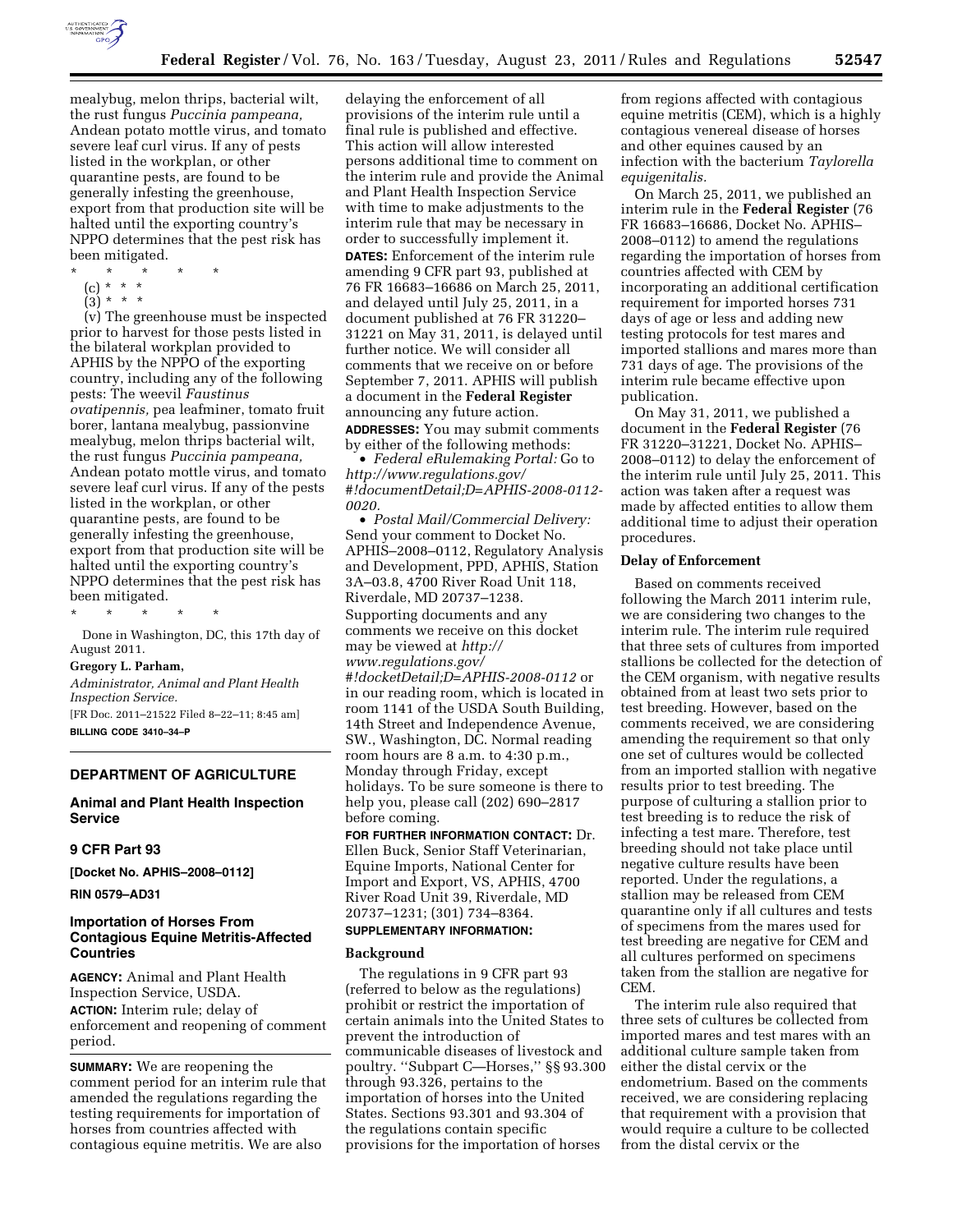mealybug, melon thrips, bacterial wilt, the rust fungus *Puccinia pampeana,* Andean potato mottle virus, and tomato severe leaf curl virus. If any of pests listed in the workplan, or other quarantine pests, are found to be generally infesting the greenhouse, export from that production site will be halted until the exporting country's NPPO determines that the pest risk has been mitigated.

\* \* \* \* \*

(c) \* \* \*

(3) \* \* \*

(v) The greenhouse must be inspected prior to harvest for those pests listed in the bilateral workplan provided to APHIS by the NPPO of the exporting country, including any of the following pests: The weevil *Faustinus ovatipennis,* pea leafminer, tomato fruit borer, lantana mealybug, passionvine mealybug, melon thrips bacterial wilt, the rust fungus *Puccinia pampeana,* Andean potato mottle virus, and tomato severe leaf curl virus. If any of the pests listed in the workplan, or other quarantine pests, are found to be generally infesting the greenhouse, export from that production site will be halted until the exporting country's NPPO determines that the pest risk has been mitigated.

\* \* \* \* \*

Done in Washington, DC, this 17th day of August 2011.

**Gregory L. Parham,**

*Administrator, Animal and Plant Health Inspection Service.*

[FR Doc. 2011–21522 Filed 8–22–11; 8:45 am]

**BILLING CODE 3410–34–P**

## DEPARTMENT OF AGRICULTURE

### Animal and Plant Health Inspection Service

### 9 CFR Part 93

**[Docket No. APHIS–2008–0112]**

**RIN 0579–AD31**

### Importation of Horses From Contagious Equine Metritis-Affected Countries

**AGENCY:** Animal and Plant Health Inspection Service, USDA.

**ACTION:** Interim rule; delay of enforcement and reopening of comment period.

**SUMMARY:** We are reopening the comment period for an interim rule that amended the regulations regarding the testing requirements for importation of horses from countries affected with contagious equine metritis. We are also delaying the enforcement of all provisions of the interim rule until a final rule is published and effective. This action will allow interested persons additional time to comment on the interim rule and provide the Animal and Plant Health Inspection Service with time to make adjustments to the interim rule that may be necessary in order to successfully implement it.

**DATES:** Enforcement of the interim rule amending 9 CFR part 93, published at 76 FR 16683–16686 on March 25, 2011, and delayed until July 25, 2011, in a document published at 76 FR 31220–31221 on May 31, 2011, is delayed until further notice. We will consider all comments that we receive on or before September 7, 2011. APHIS will publish a document in the **Federal Register** announcing any future action.

**ADDRESSES:** You may submit comments by either of the following methods:

- *Federal eRulemaking Portal:* Go to *http://www.regulations.gov/#!documentDetail;D=APHIS-2008-0112-0020.*
- *Postal Mail/Commercial Delivery:* Send your comment to Docket No. APHIS–2008–0112, Regulatory Analysis and Development, PPD, APHIS, Station 3A–03.8, 4700 River Road Unit 118, Riverdale, MD 20737–1238.

Supporting documents and any comments we receive on this docket may be viewed at *http://www.regulations.gov/#!docketDetail;D=APHIS-2008-0112* or in our reading room, which is located in room 1141 of the USDA South Building, 14th Street and Independence Avenue, SW., Washington, DC. Normal reading room hours are 8 a.m. to 4:30 p.m., Monday through Friday, except holidays. To be sure someone is there to help you, please call (202) 690–2817 before coming.

**FOR FURTHER INFORMATION CONTACT:** Dr. Ellen Buck, Senior Staff Veterinarian, Equine Imports, National Center for Import and Export, VS, APHIS, 4700 River Road Unit 39, Riverdale, MD 20737–1231; (301) 734–8364.

**SUPPLEMENTARY INFORMATION:**

#### Background

The regulations in 9 CFR part 93 (referred to below as the regulations) prohibit or restrict the importation of certain animals into the United States to prevent the introduction of communicable diseases of livestock and poultry. ''Subpart C—Horses,'' §§ 93.300 through 93.326, pertains to the importation of horses into the United States. Sections 93.301 and 93.304 of the regulations contain specific provisions for the importation of horses from regions affected with contagious equine metritis (CEM), which is a highly contagious venereal disease of horses and other equines caused by an infection with the bacterium *Taylorella equigenitalis.*

On March 25, 2011, we published an interim rule in the **Federal Register** (76 FR 16683–16686, Docket No. APHIS–2008–0112) to amend the regulations regarding the importation of horses from countries affected with CEM by incorporating an additional certification requirement for imported horses 731 days of age or less and adding new testing protocols for test mares and imported stallions and mares more than 731 days of age. The provisions of the interim rule became effective upon publication.

On May 31, 2011, we published a document in the **Federal Register** (76 FR 31220–31221, Docket No. APHIS–2008–0112) to delay the enforcement of the interim rule until July 25, 2011. This action was taken after a request was made by affected entities to allow them additional time to adjust their operation procedures.

#### Delay of Enforcement

Based on comments received following the March 2011 interim rule, we are considering two changes to the interim rule. The interim rule required that three sets of cultures from imported stallions be collected for the detection of the CEM organism, with negative results obtained from at least two sets prior to test breeding. However, based on the comments received, we are considering amending the requirement so that only one set of cultures would be collected from an imported stallion with negative results prior to test breeding. The purpose of culturing a stallion prior to test breeding is to reduce the risk of infecting a test mare. Therefore, test breeding should not take place until negative culture results have been reported. Under the regulations, a stallion may be released from CEM quarantine only if all cultures and tests of specimens from the mares used for test breeding are negative for CEM and all cultures performed on specimens taken from the stallion are negative for CEM.

The interim rule also required that three sets of cultures be collected from imported mares and test mares with an additional culture sample taken from either the distal cervix or the endometrium. Based on the comments received, we are considering replacing that requirement with a provision that would require a culture to be collected from the distal cervix or the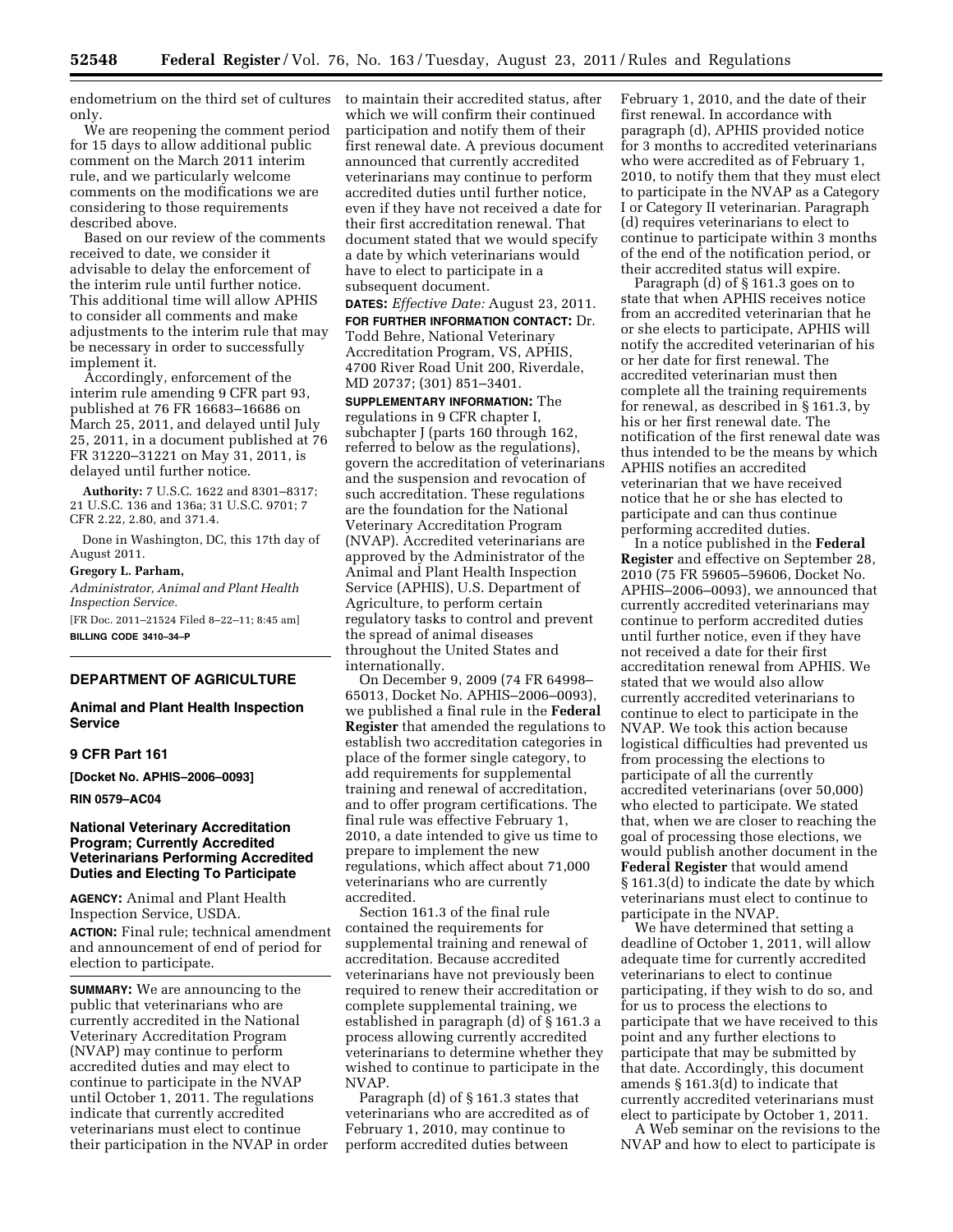endometrium on the third set of cultures only.

We are reopening the comment period for 15 days to allow additional public comment on the March 2011 interim rule, and we particularly welcome comments on the modifications we are considering to those requirements described above.

Based on our review of the comments received to date, we consider it advisable to delay the enforcement of the interim rule until further notice. This additional time will allow APHIS to consider all comments and make adjustments to the interim rule that may be necessary in order to successfully implement it.

Accordingly, enforcement of the interim rule amending 9 CFR part 93, published at 76 FR 16683–16686 on March 25, 2011, and delayed until July 25, 2011, in a document published at 76 FR 31220–31221 on May 31, 2011, is delayed until further notice.

**Authority:** 7 U.S.C. 1622 and 8301–8317; 21 U.S.C. 136 and 136a; 31 U.S.C. 9701; 7 CFR 2.22, 2.80, and 371.4.

Done in Washington, DC, this 17th day of August 2011.

**Gregory L. Parham,**

*Administrator, Animal and Plant Health Inspection Service.*

[FR Doc. 2011–21524 Filed 8–22–11; 8:45 am]

**BILLING CODE 3410–34–P**

---

## DEPARTMENT OF AGRICULTURE

### Animal and Plant Health Inspection Service

### 9 CFR Part 161

**[Docket No. APHIS–2006–0093]**

**RIN 0579–AC04**

### National Veterinary Accreditation Program; Currently Accredited Veterinarians Performing Accredited Duties and Electing To Participate

**AGENCY:** Animal and Plant Health Inspection Service, USDA.

**ACTION:** Final rule; technical amendment and announcement of end of period for election to participate.

**SUMMARY:** We are announcing to the public that veterinarians who are currently accredited in the National Veterinary Accreditation Program (NVAP) may continue to perform accredited duties and may elect to continue to participate in the NVAP until October 1, 2011. The regulations indicate that currently accredited veterinarians must elect to continue their participation in the NVAP in order to maintain their accredited status, after which we will confirm their continued participation and notify them of their first renewal date. A previous document announced that currently accredited veterinarians may continue to perform accredited duties until further notice, even if they have not received a date for their first accreditation renewal. That document stated that we would specify a date by which veterinarians would have to elect to participate in a subsequent document.

**DATES:** *Effective Date:* August 23, 2011.

**FOR FURTHER INFORMATION CONTACT:** Dr. Todd Behre, National Veterinary Accreditation Program, VS, APHIS, 4700 River Road Unit 200, Riverdale, MD 20737; (301) 851–3401.

**SUPPLEMENTARY INFORMATION:** The regulations in 9 CFR chapter I, subchapter J (parts 160 through 162, referred to below as the regulations), govern the accreditation of veterinarians and the suspension and revocation of such accreditation. These regulations are the foundation for the National Veterinary Accreditation Program (NVAP). Accredited veterinarians are approved by the Administrator of the Animal and Plant Health Inspection Service (APHIS), U.S. Department of Agriculture, to perform certain regulatory tasks to control and prevent the spread of animal diseases throughout the United States and internationally.

On December 9, 2009 (74 FR 64998–65013, Docket No. APHIS–2006–0093), we published a final rule in the **Federal Register** that amended the regulations to establish two accreditation categories in place of the former single category, to add requirements for supplemental training and renewal of accreditation, and to offer program certifications. The final rule was effective February 1, 2010, a date intended to give us time to prepare to implement the new regulations, which affect about 71,000 veterinarians who are currently accredited.

Section 161.3 of the final rule contained the requirements for supplemental training and renewal of accreditation. Because accredited veterinarians have not previously been required to renew their accreditation or complete supplemental training, we established in paragraph (d) of § 161.3 a process allowing currently accredited veterinarians to determine whether they wished to continue to participate in the NVAP.

Paragraph (d) of § 161.3 states that veterinarians who are accredited as of February 1, 2010, may continue to perform accredited duties between February 1, 2010, and the date of their first renewal. In accordance with paragraph (d), APHIS provided notice for 3 months to accredited veterinarians who were accredited as of February 1, 2010, to notify them that they must elect to participate in the NVAP as a Category I or Category II veterinarian. Paragraph (d) requires veterinarians to elect to continue to participate within 3 months of the end of the notification period, or their accredited status will expire.

Paragraph (d) of § 161.3 goes on to state that when APHIS receives notice from an accredited veterinarian that he or she elects to participate, APHIS will notify the accredited veterinarian of his or her date for first renewal. The accredited veterinarian must then complete all the training requirements for renewal, as described in § 161.3, by his or her first renewal date. The notification of the first renewal date was thus intended to be the means by which APHIS notifies an accredited veterinarian that we have received notice that he or she has elected to participate and can thus continue performing accredited duties.

In a notice published in the **Federal Register** and effective on September 28, 2010 (75 FR 59605–59606, Docket No. APHIS–2006–0093), we announced that currently accredited veterinarians may continue to perform accredited duties until further notice, even if they have not received a date for their first accreditation renewal from APHIS. We stated that we would also allow currently accredited veterinarians to continue to elect to participate in the NVAP. We took this action because logistical difficulties had prevented us from processing the elections to participate of all the currently accredited veterinarians (over 50,000) who elected to participate. We stated that, when we are closer to reaching the goal of processing those elections, we would publish another document in the **Federal Register** that would amend § 161.3(d) to indicate the date by which veterinarians must elect to continue to participate in the NVAP.

We have determined that setting a deadline of October 1, 2011, will allow adequate time for currently accredited veterinarians to elect to continue participating, if they wish to do so, and for us to process the elections to participate that we have received to this point and any further elections to participate that may be submitted by that date. Accordingly, this document amends § 161.3(d) to indicate that currently accredited veterinarians must elect to participate by October 1, 2011.

A Web seminar on the revisions to the NVAP and how to elect to participate is